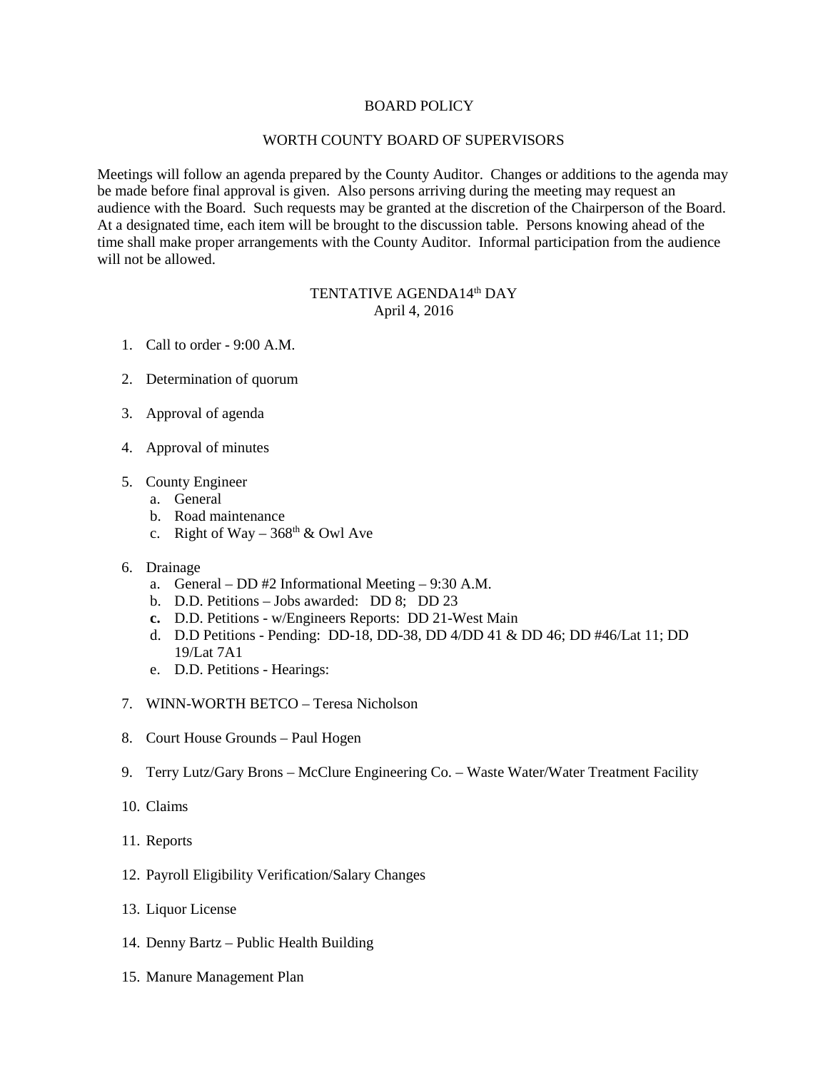# BOARD POLICY

## WORTH COUNTY BOARD OF SUPERVISORS

Meetings will follow an agenda prepared by the County Auditor. Changes or additions to the agenda may be made before final approval is given. Also persons arriving during the meeting may request an audience with the Board. Such requests may be granted at the discretion of the Chairperson of the Board. At a designated time, each item will be brought to the discussion table. Persons knowing ahead of the time shall make proper arrangements with the County Auditor. Informal participation from the audience will not be allowed.

### TENTATIVE AGENDA14th DAY
April 4, 2016

1. Call to order - 9:00 A.M.

2. Determination of quorum

3. Approval of agenda

4. Approval of minutes

5. County Engineer
   a. General
   b. Road maintenance
   c. Right of Way – 368th & Owl Ave

6. Drainage
   a. General – DD #2 Informational Meeting – 9:30 A.M.
   b. D.D. Petitions – Jobs awarded: DD 8; DD 23
   **c.** D.D. Petitions - w/Engineers Reports: DD 21-West Main
   d. D.D Petitions - Pending: DD-18, DD-38, DD 4/DD 41 & DD 46; DD #46/Lat 11; DD 19/Lat 7A1
   e. D.D. Petitions - Hearings:

7. WINN-WORTH BETCO – Teresa Nicholson

8. Court House Grounds – Paul Hogen

9. Terry Lutz/Gary Brons – McClure Engineering Co. – Waste Water/Water Treatment Facility

10. Claims

11. Reports

12. Payroll Eligibility Verification/Salary Changes

13. Liquor License

14. Denny Bartz – Public Health Building

15. Manure Management Plan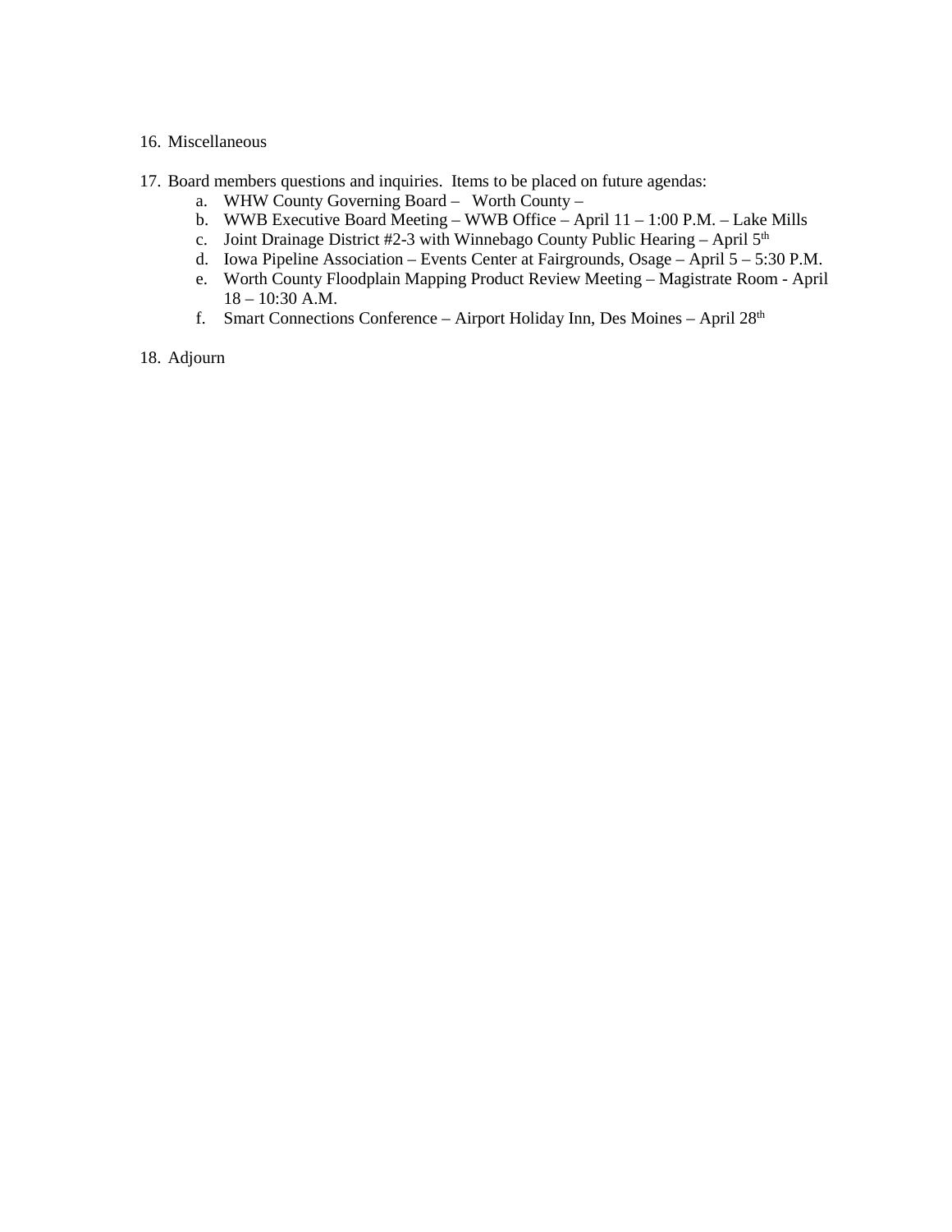16. Miscellaneous

17. Board members questions and inquiries.  Items to be placed on future agendas:
    a. WHW County Governing Board –   Worth County –
    b. WWB Executive Board Meeting – WWB Office – April 11 – 1:00 P.M. – Lake Mills
    c. Joint Drainage District #2-3 with Winnebago County Public Hearing – April 5th
    d. Iowa Pipeline Association – Events Center at Fairgrounds, Osage – April 5 – 5:30 P.M.
    e. Worth County Floodplain Mapping Product Review Meeting – Magistrate Room - April 18 – 10:30 A.M.
    f. Smart Connections Conference – Airport Holiday Inn, Des Moines – April 28th

18. Adjourn